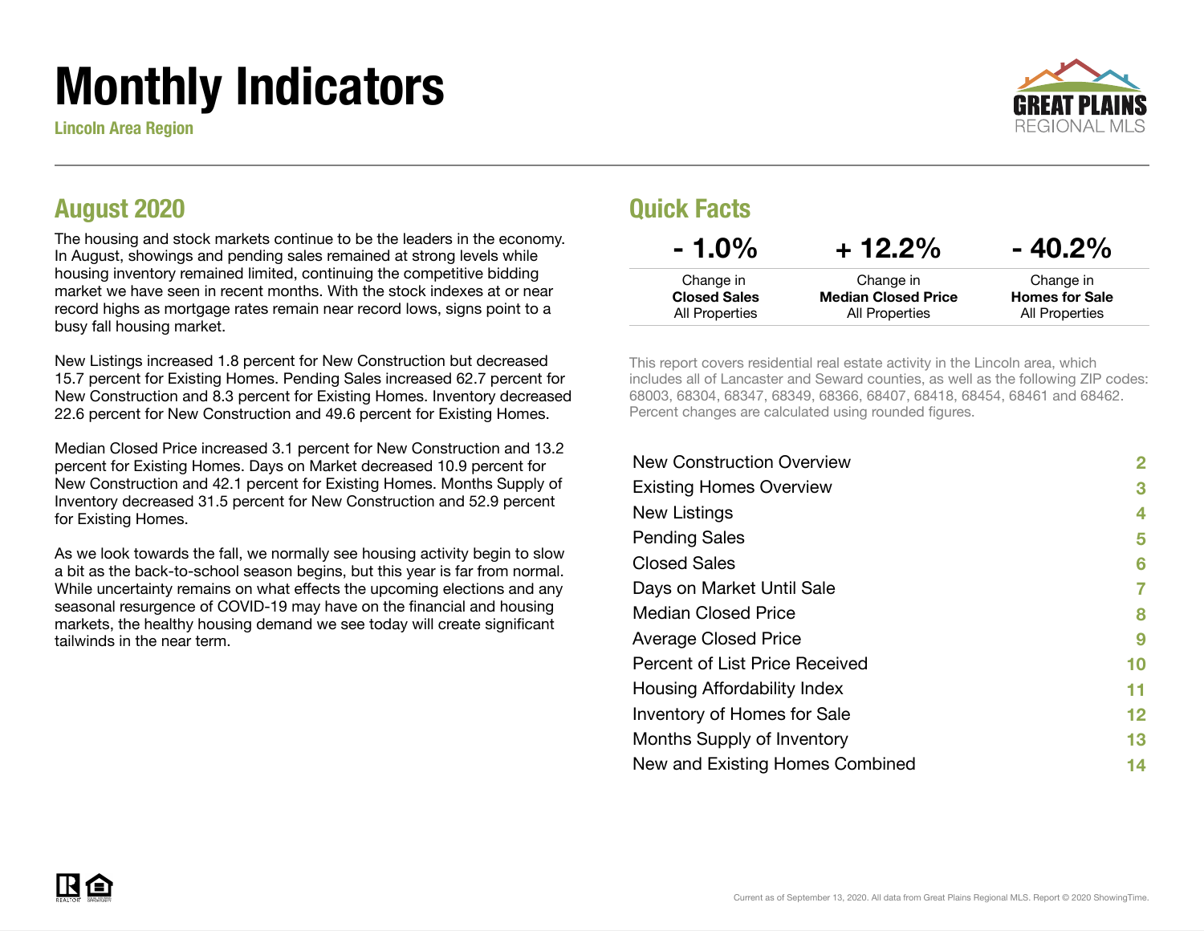# Monthly Indicators

Lincoln Area Region

GREAT PLAINS REGIONAL MLS

## August 2020

The housing and stock markets continue to be the leaders in the economy. In August, showings and pending sales remained at strong levels while housing inventory remained limited, continuing the competitive bidding market we have seen in recent months. With the stock indexes at or near record highs as mortgage rates remain near record lows, signs point to a busy fall housing market.

New Listings increased 1.8 percent for New Construction but decreased 15.7 percent for Existing Homes. Pending Sales increased 62.7 percent for New Construction and 8.3 percent for Existing Homes. Inventory decreased 22.6 percent for New Construction and 49.6 percent for Existing Homes.

Median Closed Price increased 3.1 percent for New Construction and 13.2 percent for Existing Homes. Days on Market decreased 10.9 percent for New Construction and 42.1 percent for Existing Homes. Months Supply of Inventory decreased 31.5 percent for New Construction and 52.9 percent for Existing Homes.

As we look towards the fall, we normally see housing activity begin to slow a bit as the back-to-school season begins, but this year is far from normal. While uncertainty remains on what effects the upcoming elections and any seasonal resurgence of COVID-19 may have on the financial and housing markets, the healthy housing demand we see today will create significant tailwinds in the near term.

## Quick Facts

| - 1.0% | + 12.2% | - 40.2% |
|---|---|---|
| Change in **Closed Sales** All Properties | Change in **Median Closed Price** All Properties | Change in **Homes for Sale** All Properties |

This report covers residential real estate activity in the Lincoln area, which includes all of Lancaster and Seward counties, as well as the following ZIP codes: 68003, 68304, 68347, 68349, 68366, 68407, 68418, 68454, 68461 and 68462. Percent changes are calculated using rounded figures.

| | |
|---|---|
| New Construction Overview | 2 |
| Existing Homes Overview | 3 |
| New Listings | 4 |
| Pending Sales | 5 |
| Closed Sales | 6 |
| Days on Market Until Sale | 7 |
| Median Closed Price | 8 |
| Average Closed Price | 9 |
| Percent of List Price Received | 10 |
| Housing Affordability Index | 11 |
| Inventory of Homes for Sale | 12 |
| Months Supply of Inventory | 13 |
| New and Existing Homes Combined | 14 |

Current as of September 13, 2020. All data from Great Plains Regional MLS. Report © 2020 ShowingTime.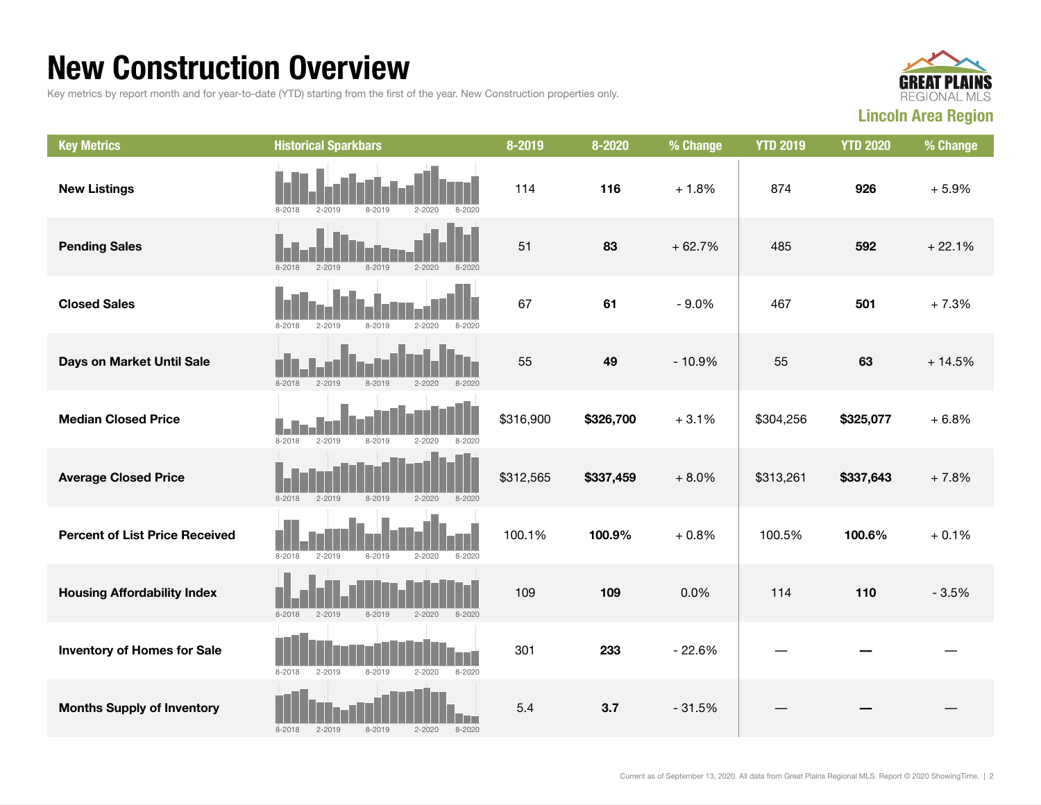# New Construction Overview

Key metrics by report month and for year-to-date (YTD) starting from the first of the year. New Construction properties only.

**Lincoln Area Region**

| Key Metrics | Historical Sparkbars | 8-2019 | 8-2020 | % Change | YTD 2019 | YTD 2020 | % Change |
|---|---|---|---|---|---|---|---|
| **New Listings** | 8-2018 2-2019 8-2019 2-2020 8-2020 | 114 | **116** | + 1.8% | 874 | **926** | + 5.9% |
| **Pending Sales** | 8-2018 2-2019 8-2019 2-2020 8-2020 | 51 | **83** | + 62.7% | 485 | **592** | + 22.1% |
| **Closed Sales** | 8-2018 2-2019 8-2019 2-2020 8-2020 | 67 | **61** | - 9.0% | 467 | **501** | + 7.3% |
| **Days on Market Until Sale** | 8-2018 2-2019 8-2019 2-2020 8-2020 | 55 | **49** | - 10.9% | 55 | **63** | + 14.5% |
| **Median Closed Price** | 8-2018 2-2019 8-2019 2-2020 8-2020 | $316,900 | **$326,700** | + 3.1% | $304,256 | **$325,077** | + 6.8% |
| **Average Closed Price** | 8-2018 2-2019 8-2019 2-2020 8-2020 | $312,565 | **$337,459** | + 8.0% | $313,261 | **$337,643** | + 7.8% |
| **Percent of List Price Received** | 8-2018 2-2019 8-2019 2-2020 8-2020 | 100.1% | **100.9%** | + 0.8% | 100.5% | **100.6%** | + 0.1% |
| **Housing Affordability Index** | 8-2018 2-2019 8-2019 2-2020 8-2020 | 109 | **109** | 0.0% | 114 | **110** | - 3.5% |
| **Inventory of Homes for Sale** | 8-2018 2-2019 8-2019 2-2020 8-2020 | 301 | **233** | - 22.6% | — | **—** | — |
| **Months Supply of Inventory** | 8-2018 2-2019 8-2019 2-2020 8-2020 | 5.4 | **3.7** | - 31.5% | — | **—** | — |

Current as of September 13, 2020. All data from Great Plains Regional MLS. Report © 2020 ShowingTime.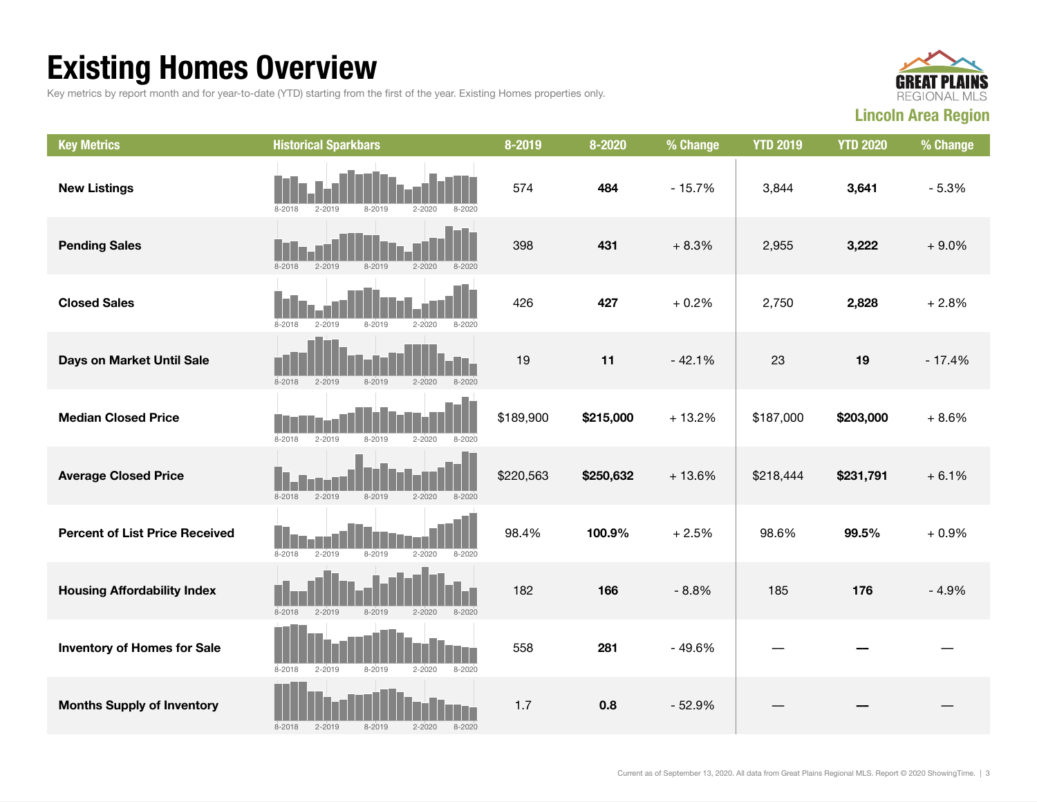# Existing Homes Overview

Key metrics by report month and for year-to-date (YTD) starting from the first of the year. Existing Homes properties only.

GREAT PLAINS REGIONAL MLS

**Lincoln Area Region**

| Key Metrics | Historical Sparkbars | 8-2019 | 8-2020 | % Change | YTD 2019 | YTD 2020 | % Change |
|---|---|---|---|---|---|---|---|
| **New Listings** | 8-2018 2-2019 8-2019 2-2020 8-2020 | 574 | **484** | - 15.7% | 3,844 | **3,641** | - 5.3% |
| **Pending Sales** | 8-2018 2-2019 8-2019 2-2020 8-2020 | 398 | **431** | + 8.3% | 2,955 | **3,222** | + 9.0% |
| **Closed Sales** | 8-2018 2-2019 8-2019 2-2020 8-2020 | 426 | **427** | + 0.2% | 2,750 | **2,828** | + 2.8% |
| **Days on Market Until Sale** | 8-2018 2-2019 8-2019 2-2020 8-2020 | 19 | **11** | - 42.1% | 23 | **19** | - 17.4% |
| **Median Closed Price** | 8-2018 2-2019 8-2019 2-2020 8-2020 | $189,900 | **$215,000** | + 13.2% | $187,000 | **$203,000** | + 8.6% |
| **Average Closed Price** | 8-2018 2-2019 8-2019 2-2020 8-2020 | $220,563 | **$250,632** | + 13.6% | $218,444 | **$231,791** | + 6.1% |
| **Percent of List Price Received** | 8-2018 2-2019 8-2019 2-2020 8-2020 | 98.4% | **100.9%** | + 2.5% | 98.6% | **99.5%** | + 0.9% |
| **Housing Affordability Index** | 8-2018 2-2019 8-2019 2-2020 8-2020 | 182 | **166** | - 8.8% | 185 | **176** | - 4.9% |
| **Inventory of Homes for Sale** | 8-2018 2-2019 8-2019 2-2020 8-2020 | 558 | **281** | - 49.6% | — | **—** | — |
| **Months Supply of Inventory** | 8-2018 2-2019 8-2019 2-2020 8-2020 | 1.7 | **0.8** | - 52.9% | — | **—** | — |

Current as of September 13, 2020. All data from Great Plains Regional MLS. Report © 2020 ShowingTime.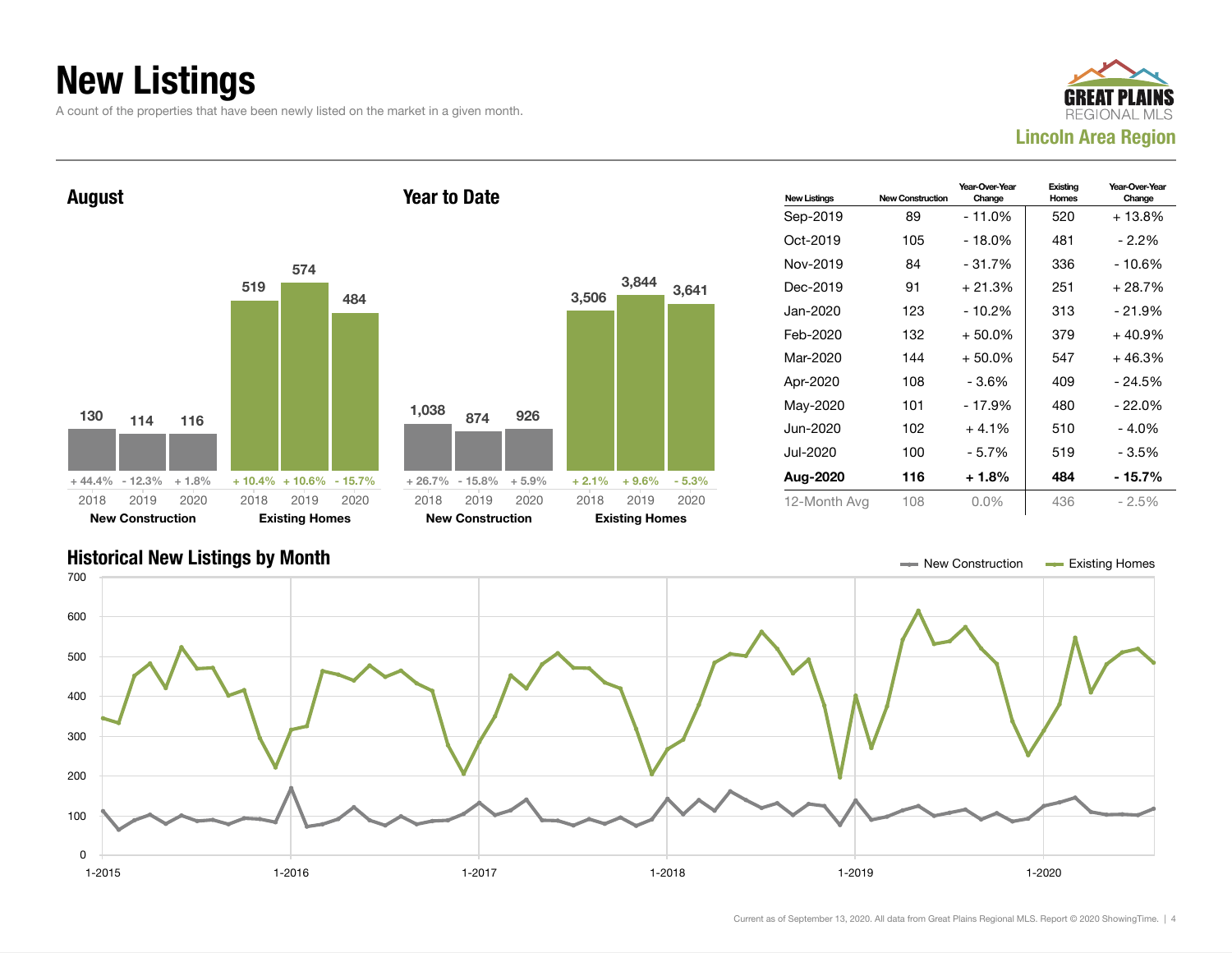# New Listings

A count of the properties that have been newly listed on the market in a given month.

GREAT PLAINS REGIONAL MLS

**Lincoln Area Region**

## August

| | 2018 | 2019 | 2020 |
|---|---|---|---|
| **New Construction** | 130 | 114 | 116 |
| Change | + 44.4% | - 12.3% | + 1.8% |
| **Existing Homes** | 519 | 574 | 484 |
| Change | + 10.4% | + 10.6% | - 15.7% |

## Year to Date

| | 2018 | 2019 | 2020 |
|---|---|---|---|
| **New Construction** | 1,038 | 874 | 926 |
| Change | + 26.7% | - 15.8% | + 5.9% |
| **Existing Homes** | 3,506 | 3,844 | 3,641 |
| Change | + 2.1% | + 9.6% | - 5.3% |

| New Listings | New Construction | Year-Over-Year Change | Existing Homes | Year-Over-Year Change |
|---|---|---|---|---|
| Sep-2019 | 89 | - 11.0% | 520 | + 13.8% |
| Oct-2019 | 105 | - 18.0% | 481 | - 2.2% |
| Nov-2019 | 84 | - 31.7% | 336 | - 10.6% |
| Dec-2019 | 91 | + 21.3% | 251 | + 28.7% |
| Jan-2020 | 123 | - 10.2% | 313 | - 21.9% |
| Feb-2020 | 132 | + 50.0% | 379 | + 40.9% |
| Mar-2020 | 144 | + 50.0% | 547 | + 46.3% |
| Apr-2020 | 108 | - 3.6% | 409 | - 24.5% |
| May-2020 | 101 | - 17.9% | 480 | - 22.0% |
| Jun-2020 | 102 | + 4.1% | 510 | - 4.0% |
| Jul-2020 | 100 | - 5.7% | 519 | - 3.5% |
| **Aug-2020** | **116** | **+ 1.8%** | **484** | **- 15.7%** |
| 12-Month Avg | 108 | 0.0% | 436 | - 2.5% |

## Historical New Listings by Month

Legend: New Construction, Existing Homes

Current as of September 13, 2020. All data from Great Plains Regional MLS. Report © 2020 ShowingTime.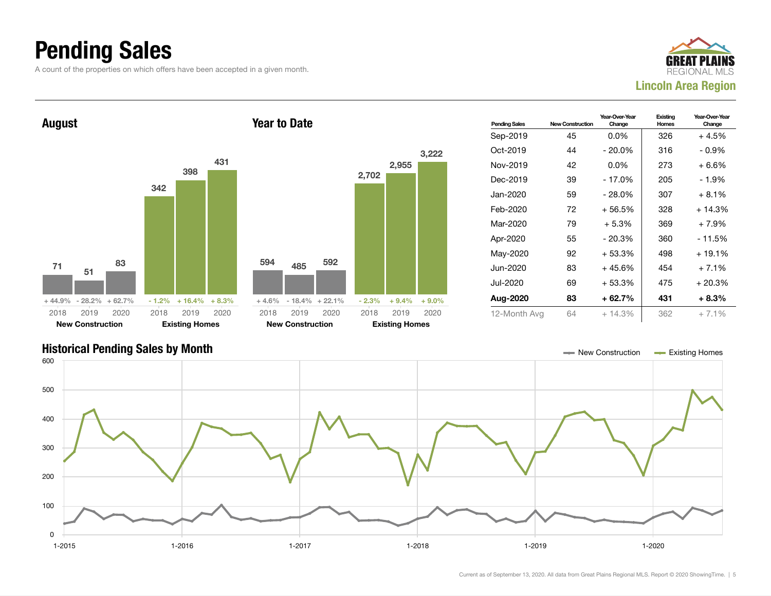# Pending Sales

A count of the properties on which offers have been accepted in a given month.

GREAT PLAINS REGIONAL MLS

**Lincoln Area Region**

## August

| | 2018 | 2019 | 2020 |
|---|---|---|---|
| New Construction | 71 | 51 | 83 |
| Change | + 44.9% | - 28.2% | + 62.7% |
| Existing Homes | 342 | 398 | 431 |
| Change | - 1.2% | + 16.4% | + 8.3% |

## Year to Date

| | 2018 | 2019 | 2020 |
|---|---|---|---|
| New Construction | 594 | 485 | 592 |
| Change | + 4.6% | - 18.4% | + 22.1% |
| Existing Homes | 2,702 | 2,955 | 3,222 |
| Change | - 2.3% | + 9.4% | + 9.0% |

| Pending Sales | New Construction | Year-Over-Year Change | Existing Homes | Year-Over-Year Change |
|---|---|---|---|---|
| Sep-2019 | 45 | 0.0% | 326 | + 4.5% |
| Oct-2019 | 44 | - 20.0% | 316 | - 0.9% |
| Nov-2019 | 42 | 0.0% | 273 | + 6.6% |
| Dec-2019 | 39 | - 17.0% | 205 | - 1.9% |
| Jan-2020 | 59 | - 28.0% | 307 | + 8.1% |
| Feb-2020 | 72 | + 56.5% | 328 | + 14.3% |
| Mar-2020 | 79 | + 5.3% | 369 | + 7.9% |
| Apr-2020 | 55 | - 20.3% | 360 | - 11.5% |
| May-2020 | 92 | + 53.3% | 498 | + 19.1% |
| Jun-2020 | 83 | + 45.6% | 454 | + 7.1% |
| Jul-2020 | 69 | + 53.3% | 475 | + 20.3% |
| **Aug-2020** | **83** | **+ 62.7%** | **431** | **+ 8.3%** |
| 12-Month Avg | 64 | + 14.3% | 362 | + 7.1% |

## Historical Pending Sales by Month

New Construction — Existing Homes

Current as of September 13, 2020. All data from Great Plains Regional MLS. Report © 2020 ShowingTime.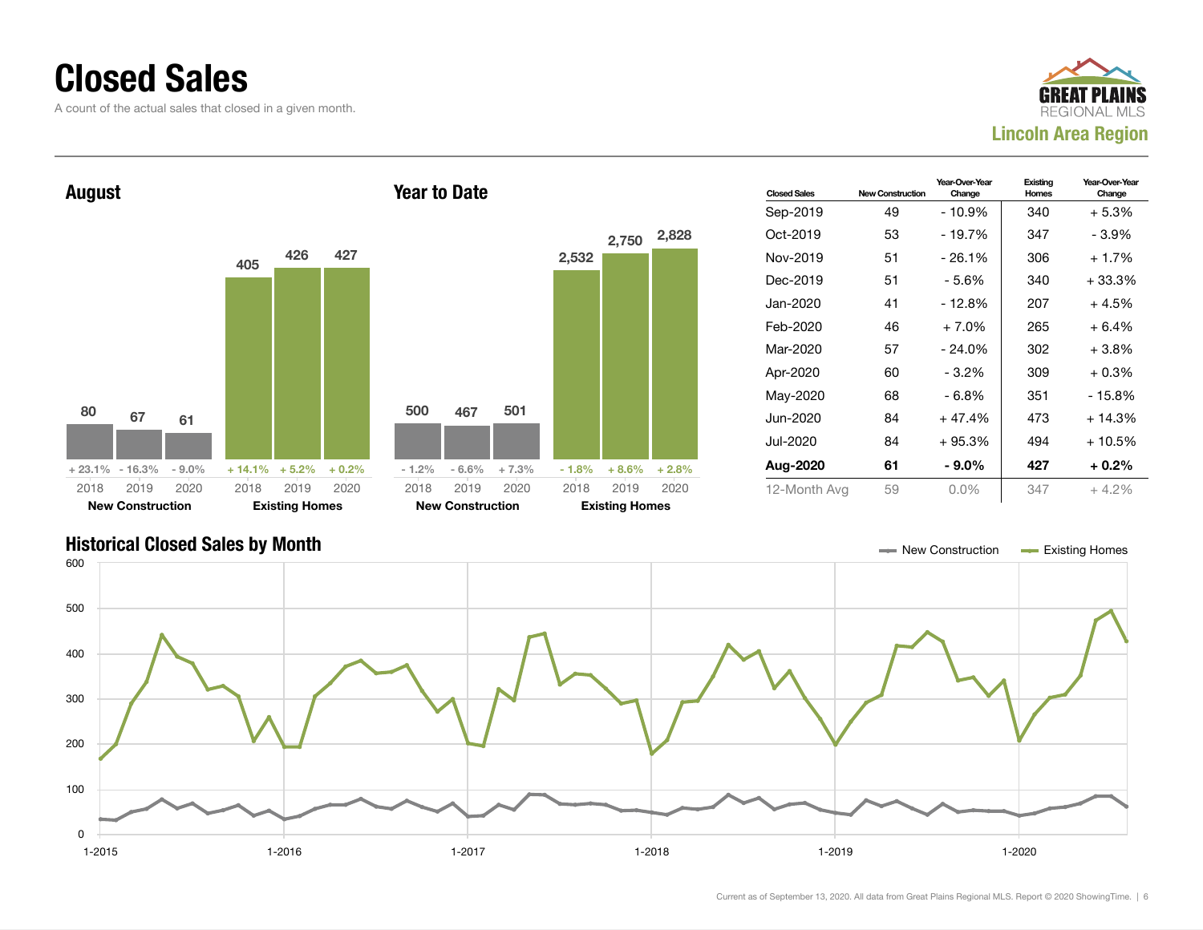# Closed Sales

A count of the actual sales that closed in a given month.

**GREAT PLAINS** REGIONAL MLS

**Lincoln Area Region**

## August

| | 2018 | 2019 | 2020 |
|---|---|---|---|
| New Construction | 80 | 67 | 61 |
| Year-Over-Year Change | + 23.1% | - 16.3% | - 9.0% |
| Existing Homes | 405 | 426 | 427 |
| Year-Over-Year Change | + 14.1% | + 5.2% | + 0.2% |

## Year to Date

| | 2018 | 2019 | 2020 |
|---|---|---|---|
| New Construction | 500 | 467 | 501 |
| Year-Over-Year Change | - 1.2% | - 6.6% | + 7.3% |
| Existing Homes | 2,532 | 2,750 | 2,828 |
| Year-Over-Year Change | - 1.8% | + 8.6% | + 2.8% |

| Closed Sales | New Construction | Year-Over-Year Change | Existing Homes | Year-Over-Year Change |
|---|---|---|---|---|
| Sep-2019 | 49 | - 10.9% | 340 | + 5.3% |
| Oct-2019 | 53 | - 19.7% | 347 | - 3.9% |
| Nov-2019 | 51 | - 26.1% | 306 | + 1.7% |
| Dec-2019 | 51 | - 5.6% | 340 | + 33.3% |
| Jan-2020 | 41 | - 12.8% | 207 | + 4.5% |
| Feb-2020 | 46 | + 7.0% | 265 | + 6.4% |
| Mar-2020 | 57 | - 24.0% | 302 | + 3.8% |
| Apr-2020 | 60 | - 3.2% | 309 | + 0.3% |
| May-2020 | 68 | - 6.8% | 351 | - 15.8% |
| Jun-2020 | 84 | + 47.4% | 473 | + 14.3% |
| Jul-2020 | 84 | + 95.3% | 494 | + 10.5% |
| **Aug-2020** | **61** | **- 9.0%** | **427** | **+ 0.2%** |
| 12-Month Avg | 59 | 0.0% | 347 | + 4.2% |

## Historical Closed Sales by Month

New Construction — Existing Homes

Current as of September 13, 2020. All data from Great Plains Regional MLS. Report © 2020 ShowingTime.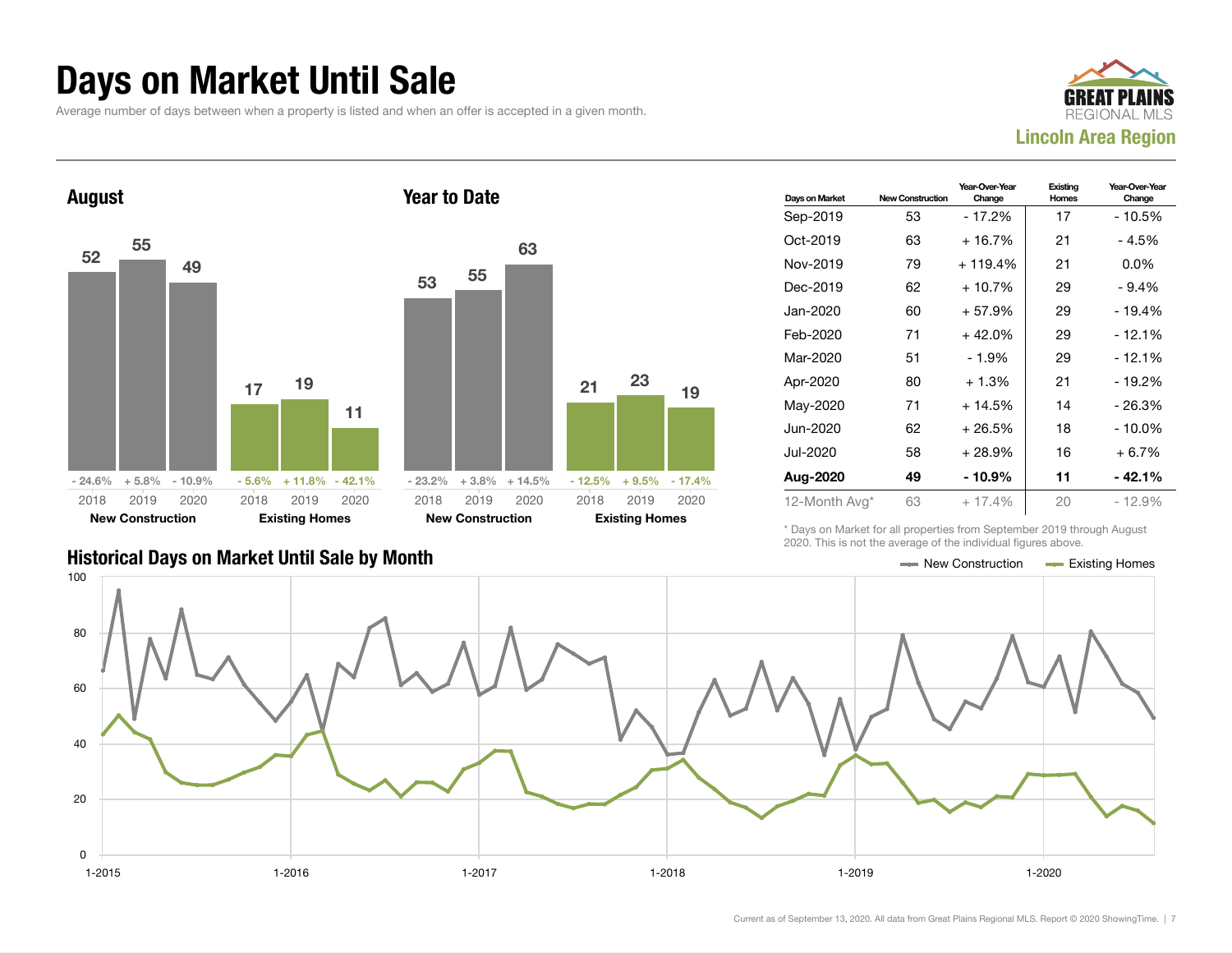# Days on Market Until Sale

Average number of days between when a property is listed and when an offer is accepted in a given month.

Lincoln Area Region

## August

| | 2018 | 2019 | 2020 |
|---|---|---|---|
| New Construction | 52 (- 24.6%) | 55 (+ 5.8%) | 49 (- 10.9%) |
| Existing Homes | 17 (- 5.6%) | 19 (+ 11.8%) | 11 (- 42.1%) |

## Year to Date

| | 2018 | 2019 | 2020 |
|---|---|---|---|
| New Construction | 53 (- 23.2%) | 55 (+ 3.8%) | 63 (+ 14.5%) |
| Existing Homes | 21 (- 12.5%) | 23 (+ 9.5%) | 19 (- 17.4%) |

| Days on Market | New Construction | Year-Over-Year Change | Existing Homes | Year-Over-Year Change |
|---|---|---|---|---|
| Sep-2019 | 53 | - 17.2% | 17 | - 10.5% |
| Oct-2019 | 63 | + 16.7% | 21 | - 4.5% |
| Nov-2019 | 79 | + 119.4% | 21 | 0.0% |
| Dec-2019 | 62 | + 10.7% | 29 | - 9.4% |
| Jan-2020 | 60 | + 57.9% | 29 | - 19.4% |
| Feb-2020 | 71 | + 42.0% | 29 | - 12.1% |
| Mar-2020 | 51 | - 1.9% | 29 | - 12.1% |
| Apr-2020 | 80 | + 1.3% | 21 | - 19.2% |
| May-2020 | 71 | + 14.5% | 14 | - 26.3% |
| Jun-2020 | 62 | + 26.5% | 18 | - 10.0% |
| Jul-2020 | 58 | + 28.9% | 16 | + 6.7% |
| **Aug-2020** | **49** | **- 10.9%** | **11** | **- 42.1%** |
| 12-Month Avg* | 63 | + 17.4% | 20 | - 12.9% |

\* Days on Market for all properties from September 2019 through August 2020. This is not the average of the individual figures above.

## Historical Days on Market Until Sale by Month

New Construction — Existing Homes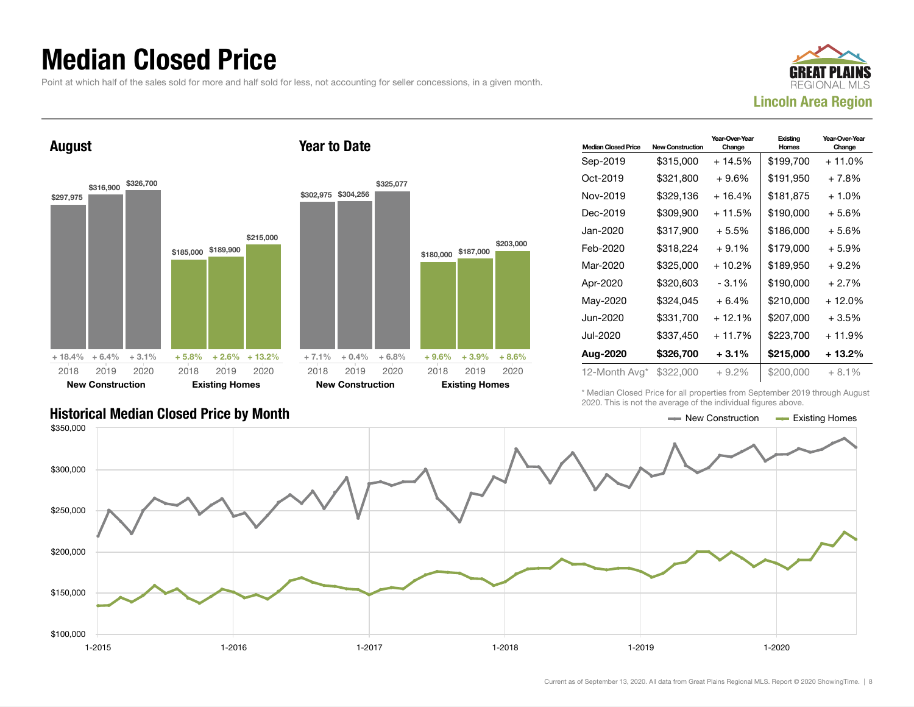# Median Closed Price

Point at which half of the sales sold for more and half sold for less, not accounting for seller concessions, in a given month.

GREAT PLAINS REGIONAL MLS

**Lincoln Area Region**

## August

| | 2018 | 2019 | 2020 |
|---|---|---|---|
| New Construction | $297,975 | $316,900 | $326,700 |
| YoY Change | + 18.4% | + 6.4% | + 3.1% |
| Existing Homes | $185,000 | $189,900 | $215,000 |
| YoY Change | + 5.8% | + 2.6% | + 13.2% |

## Year to Date

| | 2018 | 2019 | 2020 |
|---|---|---|---|
| New Construction | $302,975 | $304,256 | $325,077 |
| YoY Change | + 7.1% | + 0.4% | + 6.8% |
| Existing Homes | $180,000 | $187,000 | $203,000 |
| YoY Change | + 9.6% | + 3.9% | + 8.6% |

| Median Closed Price | New Construction | Year-Over-Year Change | Existing Homes | Year-Over-Year Change |
|---|---|---|---|---|
| Sep-2019 | $315,000 | + 14.5% | $199,700 | + 11.0% |
| Oct-2019 | $321,800 | + 9.6% | $191,950 | + 7.8% |
| Nov-2019 | $329,136 | + 16.4% | $181,875 | + 1.0% |
| Dec-2019 | $309,900 | + 11.5% | $190,000 | + 5.6% |
| Jan-2020 | $317,900 | + 5.5% | $186,000 | + 5.6% |
| Feb-2020 | $318,224 | + 9.1% | $179,000 | + 5.9% |
| Mar-2020 | $325,000 | + 10.2% | $189,950 | + 9.2% |
| Apr-2020 | $320,603 | - 3.1% | $190,000 | + 2.7% |
| May-2020 | $324,045 | + 6.4% | $210,000 | + 12.0% |
| Jun-2020 | $331,700 | + 12.1% | $207,000 | + 3.5% |
| Jul-2020 | $337,450 | + 11.7% | $223,700 | + 11.9% |
| **Aug-2020** | **$326,700** | **+ 3.1%** | **$215,000** | **+ 13.2%** |
| 12-Month Avg* | $322,000 | + 9.2% | $200,000 | + 8.1% |

\* Median Closed Price for all properties from September 2019 through August 2020. This is not the average of the individual figures above.

## Historical Median Closed Price by Month

New Construction / Existing Homes

$350,000 · $300,000 · $250,000 · $200,000 · $150,000 · $100,000

1-2015 · 1-2016 · 1-2017 · 1-2018 · 1-2019 · 1-2020

Current as of September 13, 2020. All data from Great Plains Regional MLS. Report © 2020 ShowingTime.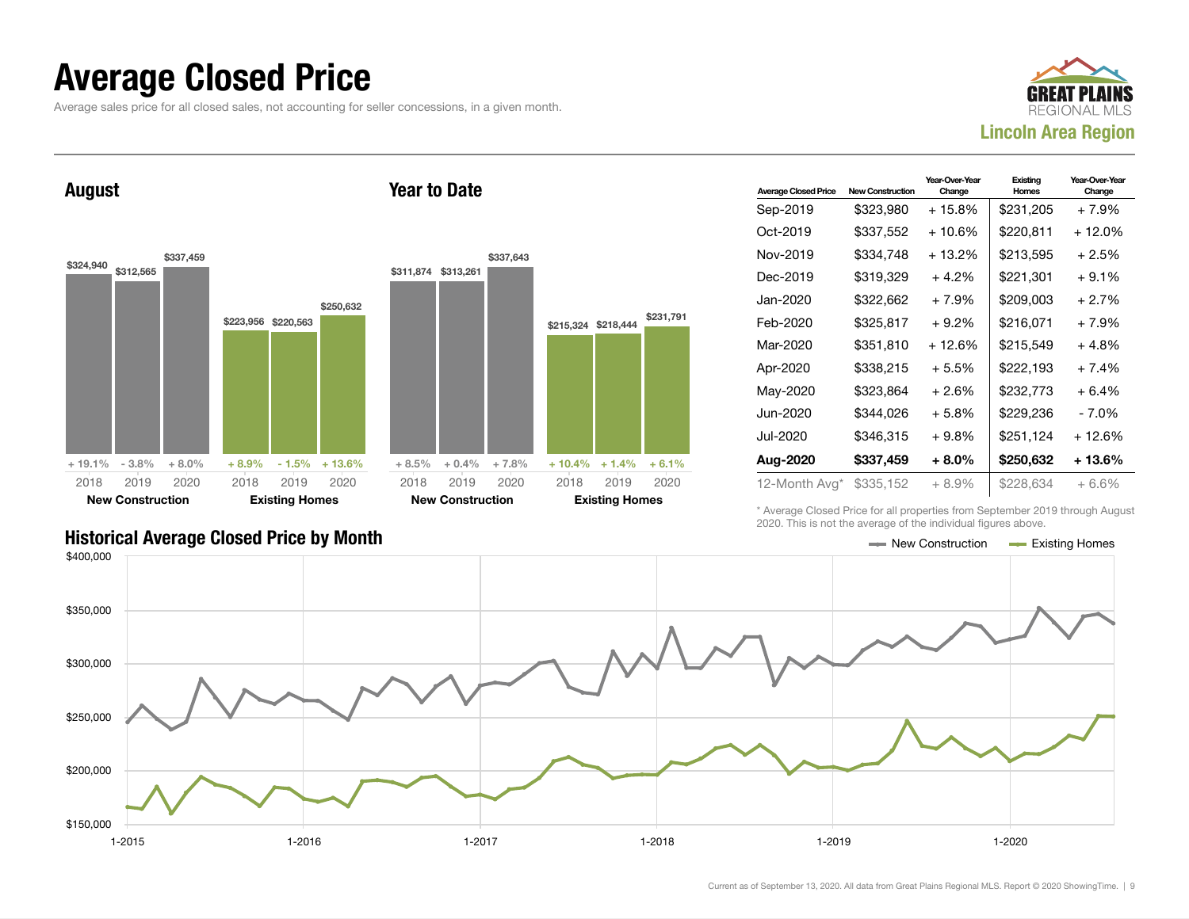# Average Closed Price

Average sales price for all closed sales, not accounting for seller concessions, in a given month.

**Lincoln Area Region**

## August

| | 2018 | 2019 | 2020 |
|---|---|---|---|
| New Construction | $324,940 | $312,565 | $337,459 |
| Change | + 19.1% | - 3.8% | + 8.0% |
| Existing Homes | $223,956 | $220,563 | $250,632 |
| Change | + 8.9% | - 1.5% | + 13.6% |

## Year to Date

| | 2018 | 2019 | 2020 |
|---|---|---|---|
| New Construction | $311,874 | $313,261 | $337,643 |
| Change | + 8.5% | + 0.4% | + 7.8% |
| Existing Homes | $215,324 | $218,444 | $231,791 |
| Change | + 10.4% | + 1.4% | + 6.1% |

| Average Closed Price | New Construction | Year-Over-Year Change | Existing Homes | Year-Over-Year Change |
|---|---|---|---|---|
| Sep-2019 | $323,980 | + 15.8% | $231,205 | + 7.9% |
| Oct-2019 | $337,552 | + 10.6% | $220,811 | + 12.0% |
| Nov-2019 | $334,748 | + 13.2% | $213,595 | + 2.5% |
| Dec-2019 | $319,329 | + 4.2% | $221,301 | + 9.1% |
| Jan-2020 | $322,662 | + 7.9% | $209,003 | + 2.7% |
| Feb-2020 | $325,817 | + 9.2% | $216,071 | + 7.9% |
| Mar-2020 | $351,810 | + 12.6% | $215,549 | + 4.8% |
| Apr-2020 | $338,215 | + 5.5% | $222,193 | + 7.4% |
| May-2020 | $323,864 | + 2.6% | $232,773 | + 6.4% |
| Jun-2020 | $344,026 | + 5.8% | $229,236 | - 7.0% |
| Jul-2020 | $346,315 | + 9.8% | $251,124 | + 12.6% |
| **Aug-2020** | **$337,459** | **+ 8.0%** | **$250,632** | **+ 13.6%** |
| 12-Month Avg* | $335,152 | + 8.9% | $228,634 | + 6.6% |

\* Average Closed Price for all properties from September 2019 through August 2020. This is not the average of the individual figures above.

## Historical Average Closed Price by Month

New Construction — Existing Homes

Current as of September 13, 2020. All data from Great Plains Regional MLS. Report © 2020 ShowingTime.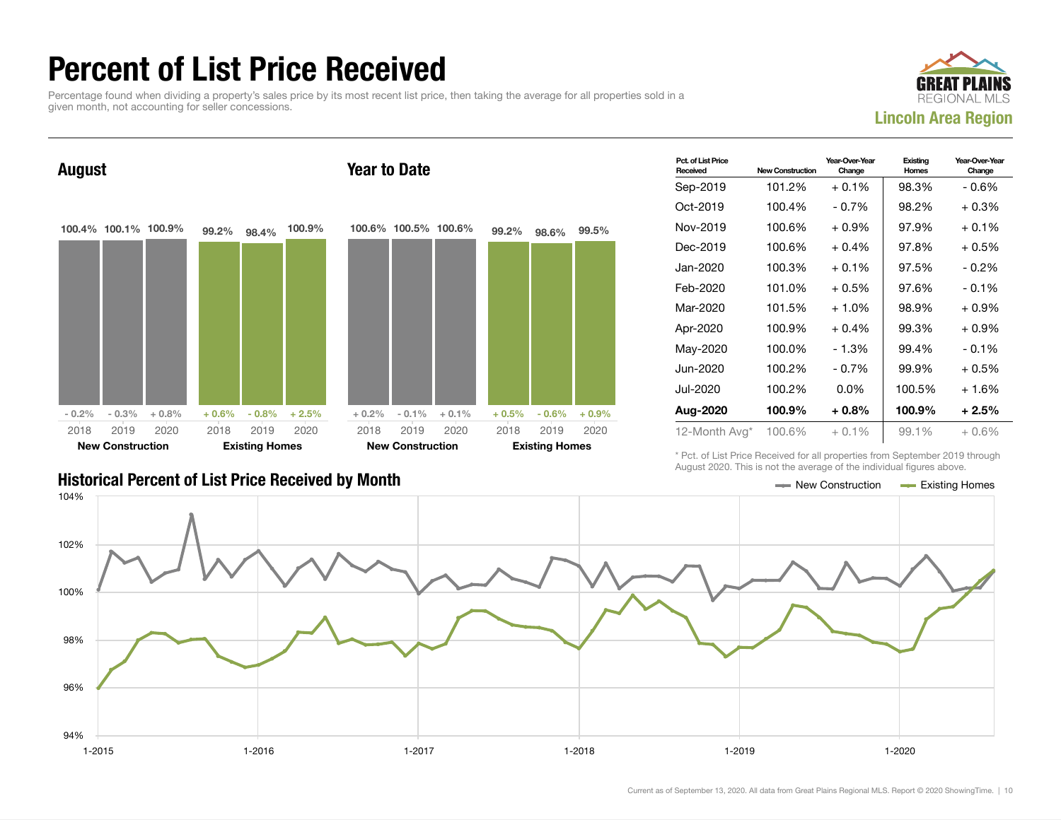# Percent of List Price Received

Percentage found when dividing a property's sales price by its most recent list price, then taking the average for all properties sold in a given month, not accounting for seller concessions.

GREAT PLAINS REGIONAL MLS

**Lincoln Area Region**

## August

| | 2018 | 2019 | 2020 |
|---|---|---|---|
| **New Construction** | 100.4% | 100.1% | 100.9% |
| Change | - 0.2% | - 0.3% | + 0.8% |
| **Existing Homes** | 99.2% | 98.4% | 100.9% |
| Change | + 0.6% | - 0.8% | + 2.5% |

## Year to Date

| | 2018 | 2019 | 2020 |
|---|---|---|---|
| **New Construction** | 100.6% | 100.5% | 100.6% |
| Change | + 0.2% | - 0.1% | + 0.1% |
| **Existing Homes** | 99.2% | 98.6% | 99.5% |
| Change | + 0.5% | - 0.6% | + 0.9% |

| Pct. of List Price Received | New Construction | Year-Over-Year Change | Existing Homes | Year-Over-Year Change |
|---|---|---|---|---|
| Sep-2019 | 101.2% | + 0.1% | 98.3% | - 0.6% |
| Oct-2019 | 100.4% | - 0.7% | 98.2% | + 0.3% |
| Nov-2019 | 100.6% | + 0.9% | 97.9% | + 0.1% |
| Dec-2019 | 100.6% | + 0.4% | 97.8% | + 0.5% |
| Jan-2020 | 100.3% | + 0.1% | 97.5% | - 0.2% |
| Feb-2020 | 101.0% | + 0.5% | 97.6% | - 0.1% |
| Mar-2020 | 101.5% | + 1.0% | 98.9% | + 0.9% |
| Apr-2020 | 100.9% | + 0.4% | 99.3% | + 0.9% |
| May-2020 | 100.0% | - 1.3% | 99.4% | - 0.1% |
| Jun-2020 | 100.2% | - 0.7% | 99.9% | + 0.5% |
| Jul-2020 | 100.2% | 0.0% | 100.5% | + 1.6% |
| **Aug-2020** | **100.9%** | **+ 0.8%** | **100.9%** | **+ 2.5%** |
| 12-Month Avg* | 100.6% | + 0.1% | 99.1% | + 0.6% |

\* Pct. of List Price Received for all properties from September 2019 through August 2020. This is not the average of the individual figures above.

## Historical Percent of List Price Received by Month

New Construction — Existing Homes

Current as of September 13, 2020. All data from Great Plains Regional MLS. Report © 2020 ShowingTime.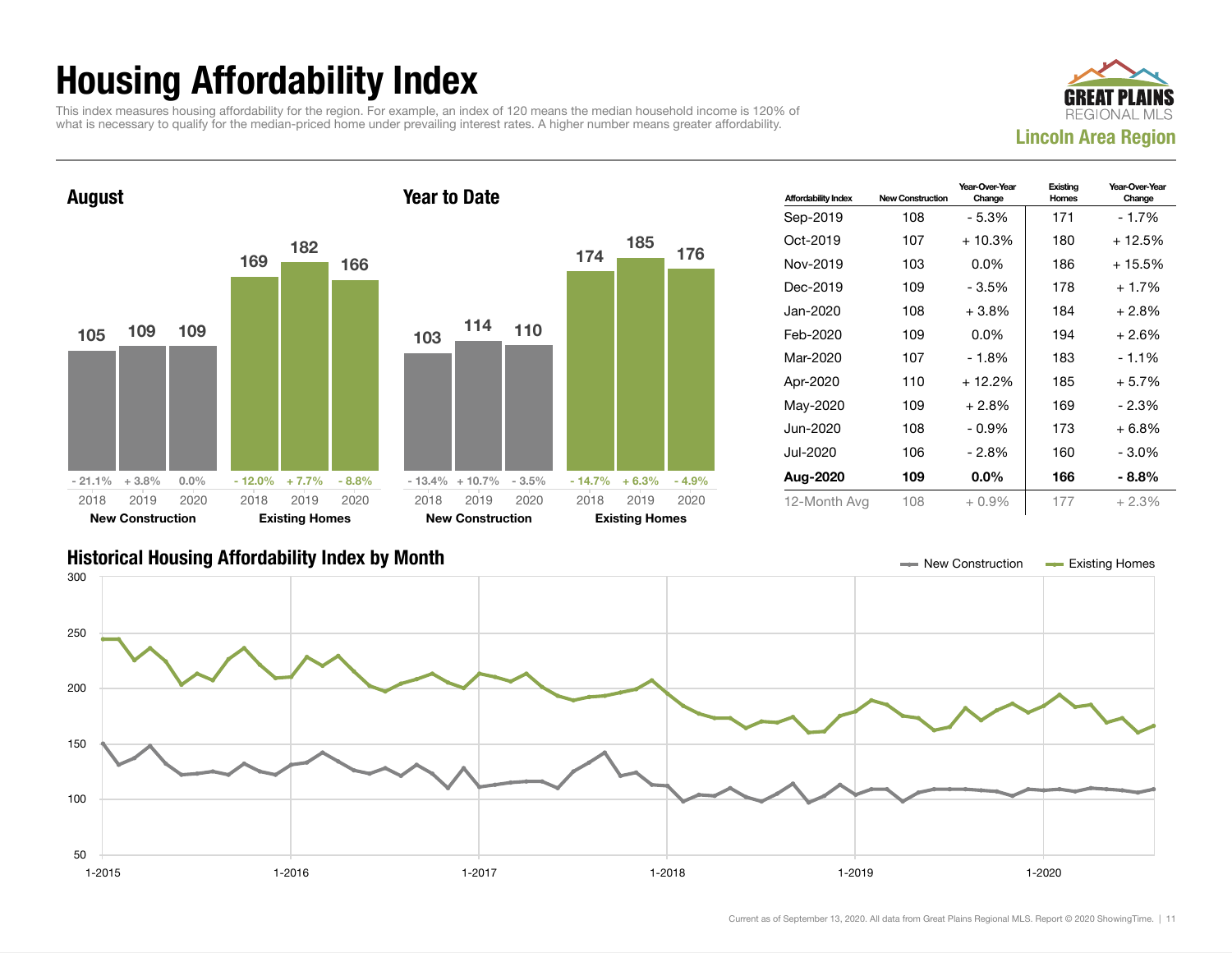# Housing Affordability Index

This index measures housing affordability for the region. For example, an index of 120 means the median household income is 120% of what is necessary to qualify for the median-priced home under prevailing interest rates. A higher number means greater affordability.

**GREAT PLAINS REGIONAL MLS**

**Lincoln Area Region**

## August

| | 2018 | 2019 | 2020 |
|---|---|---|---|
| **New Construction** | 105 | 109 | 109 |
| Change | - 21.1% | + 3.8% | 0.0% |
| **Existing Homes** | 169 | 182 | 166 |
| Change | - 12.0% | + 7.7% | - 8.8% |

## Year to Date

| | 2018 | 2019 | 2020 |
|---|---|---|---|
| **New Construction** | 103 | 114 | 110 |
| Change | - 13.4% | + 10.7% | - 3.5% |
| **Existing Homes** | 174 | 185 | 176 |
| Change | - 14.7% | + 6.3% | - 4.9% |

| Affordability Index | New Construction | Year-Over-Year Change | Existing Homes | Year-Over-Year Change |
|---|---|---|---|---|
| Sep-2019 | 108 | - 5.3% | 171 | - 1.7% |
| Oct-2019 | 107 | + 10.3% | 180 | + 12.5% |
| Nov-2019 | 103 | 0.0% | 186 | + 15.5% |
| Dec-2019 | 109 | - 3.5% | 178 | + 1.7% |
| Jan-2020 | 108 | + 3.8% | 184 | + 2.8% |
| Feb-2020 | 109 | 0.0% | 194 | + 2.6% |
| Mar-2020 | 107 | - 1.8% | 183 | - 1.1% |
| Apr-2020 | 110 | + 12.2% | 185 | + 5.7% |
| May-2020 | 109 | + 2.8% | 169 | - 2.3% |
| Jun-2020 | 108 | - 0.9% | 173 | + 6.8% |
| Jul-2020 | 106 | - 2.8% | 160 | - 3.0% |
| **Aug-2020** | **109** | **0.0%** | **166** | **- 8.8%** |
| 12-Month Avg | 108 | + 0.9% | 177 | + 2.3% |

## Historical Housing Affordability Index by Month

New Construction — Existing Homes

Current as of September 13, 2020. All data from Great Plains Regional MLS. Report © 2020 ShowingTime.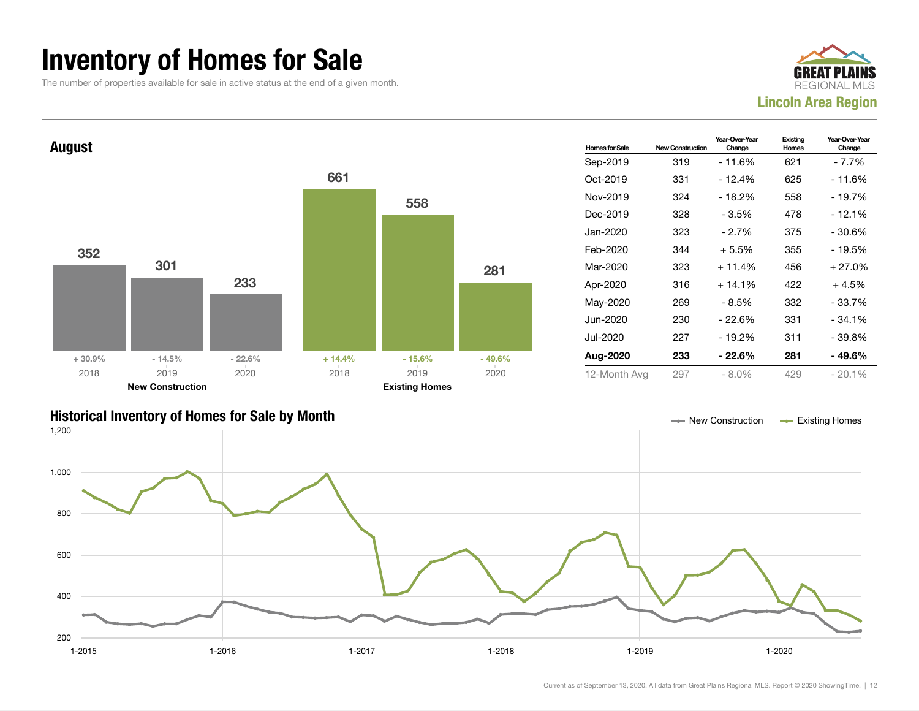# Inventory of Homes for Sale

The number of properties available for sale in active status at the end of a given month.

GREAT PLAINS REGIONAL MLS

**Lincoln Area Region**

## August

| | 2018 | 2019 | 2020 |
|---|---|---|---|
| New Construction | 352 | 301 | 233 |
| Change | + 30.9% | - 14.5% | - 22.6% |
| Existing Homes | 661 | 558 | 281 |
| Change | + 14.4% | - 15.6% | - 49.6% |

| Homes for Sale | New Construction | Year-Over-Year Change | Existing Homes | Year-Over-Year Change |
|---|---|---|---|---|
| Sep-2019 | 319 | - 11.6% | 621 | - 7.7% |
| Oct-2019 | 331 | - 12.4% | 625 | - 11.6% |
| Nov-2019 | 324 | - 18.2% | 558 | - 19.7% |
| Dec-2019 | 328 | - 3.5% | 478 | - 12.1% |
| Jan-2020 | 323 | - 2.7% | 375 | - 30.6% |
| Feb-2020 | 344 | + 5.5% | 355 | - 19.5% |
| Mar-2020 | 323 | + 11.4% | 456 | + 27.0% |
| Apr-2020 | 316 | + 14.1% | 422 | + 4.5% |
| May-2020 | 269 | - 8.5% | 332 | - 33.7% |
| Jun-2020 | 230 | - 22.6% | 331 | - 34.1% |
| Jul-2020 | 227 | - 19.2% | 311 | - 39.8% |
| **Aug-2020** | **233** | **- 22.6%** | **281** | **- 49.6%** |
| 12-Month Avg | 297 | - 8.0% | 429 | - 20.1% |

## Historical Inventory of Homes for Sale by Month

Legend: New Construction, Existing Homes

Y-axis: 200, 400, 600, 800, 1,000, 1,200

X-axis: 1-2015, 1-2016, 1-2017, 1-2018, 1-2019, 1-2020

Current as of September 13, 2020. All data from Great Plains Regional MLS. Report © 2020 ShowingTime.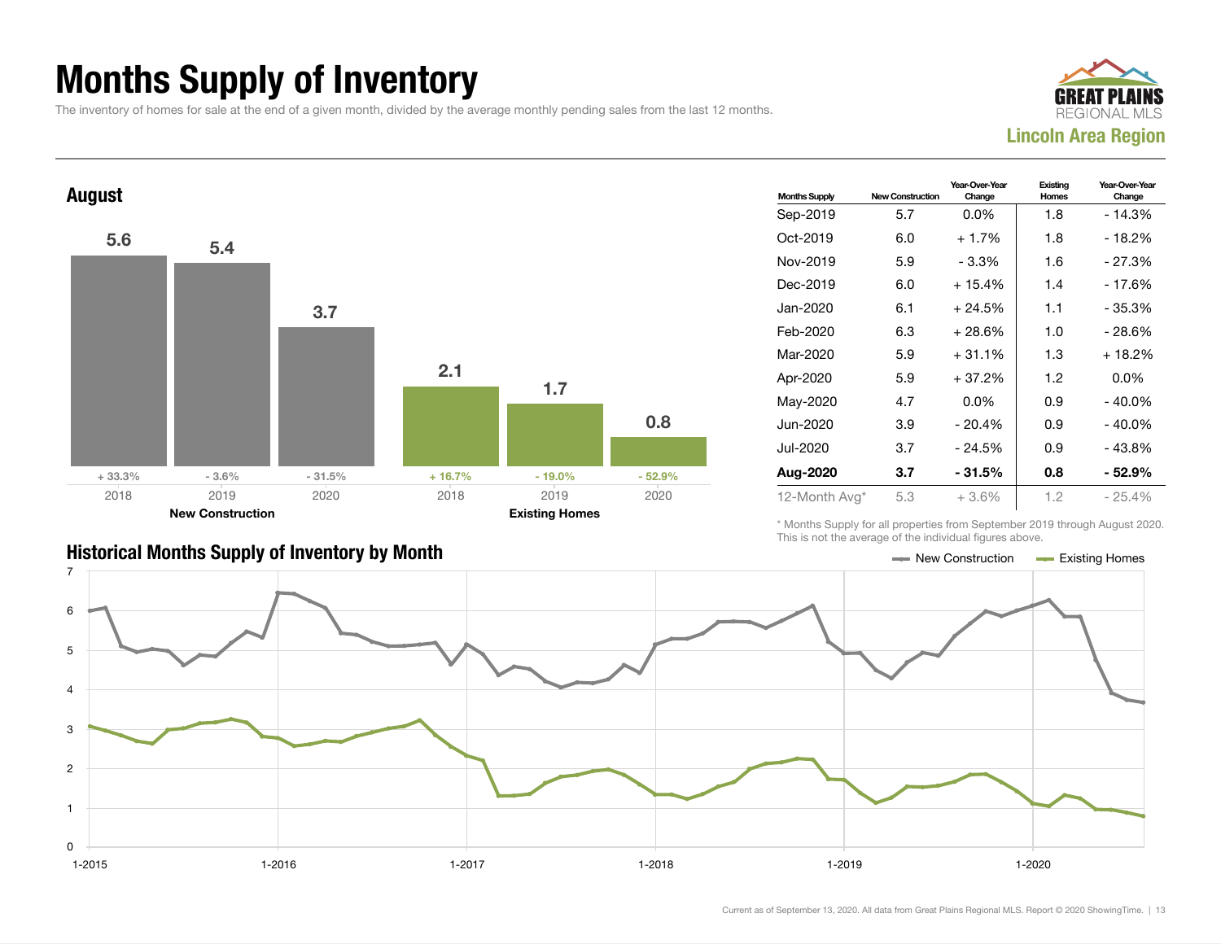# Months Supply of Inventory

The inventory of homes for sale at the end of a given month, divided by the average monthly pending sales from the last 12 months.

**GREAT PLAINS REGIONAL MLS**
**Lincoln Area Region**

## August

| | New Construction | | | Existing Homes | | |
|---|---|---|---|---|---|---|
| Year | 2018 | 2019 | 2020 | 2018 | 2019 | 2020 |
| Months Supply | 5.6 | 5.4 | 3.7 | 2.1 | 1.7 | 0.8 |
| Change | + 33.3% | - 3.6% | - 31.5% | + 16.7% | - 19.0% | - 52.9% |

| Months Supply | New Construction | Year-Over-Year Change | Existing Homes | Year-Over-Year Change |
|---|---|---|---|---|
| Sep-2019 | 5.7 | 0.0% | 1.8 | - 14.3% |
| Oct-2019 | 6.0 | + 1.7% | 1.8 | - 18.2% |
| Nov-2019 | 5.9 | - 3.3% | 1.6 | - 27.3% |
| Dec-2019 | 6.0 | + 15.4% | 1.4 | - 17.6% |
| Jan-2020 | 6.1 | + 24.5% | 1.1 | - 35.3% |
| Feb-2020 | 6.3 | + 28.6% | 1.0 | - 28.6% |
| Mar-2020 | 5.9 | + 31.1% | 1.3 | + 18.2% |
| Apr-2020 | 5.9 | + 37.2% | 1.2 | 0.0% |
| May-2020 | 4.7 | 0.0% | 0.9 | - 40.0% |
| Jun-2020 | 3.9 | - 20.4% | 0.9 | - 40.0% |
| Jul-2020 | 3.7 | - 24.5% | 0.9 | - 43.8% |
| **Aug-2020** | **3.7** | **- 31.5%** | **0.8** | **- 52.9%** |
| 12-Month Avg* | 5.3 | + 3.6% | 1.2 | - 25.4% |

\* Months Supply for all properties from September 2019 through August 2020. This is not the average of the individual figures above.

## Historical Months Supply of Inventory by Month

Legend: New Construction, Existing Homes

Y-axis: 0–7; X-axis: 1-2015, 1-2016, 1-2017, 1-2018, 1-2019, 1-2020

Current as of September 13, 2020. All data from Great Plains Regional MLS. Report © 2020 ShowingTime.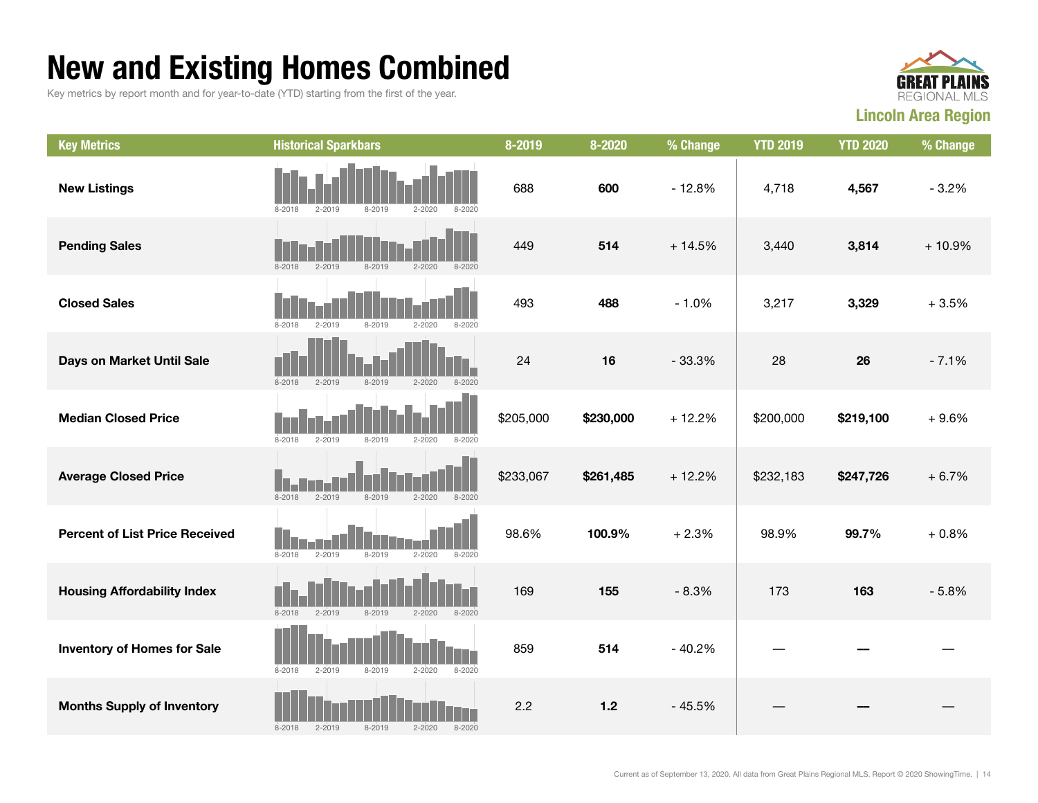# New and Existing Homes Combined

Key metrics by report month and for year-to-date (YTD) starting from the first of the year.

GREAT PLAINS REGIONAL MLS

**Lincoln Area Region**

| Key Metrics | Historical Sparkbars | 8-2019 | 8-2020 | % Change | YTD 2019 | YTD 2020 | % Change |
|---|---|---|---|---|---|---|---|
| **New Listings** | 8-2018 2-2019 8-2019 2-2020 8-2020 | 688 | **600** | - 12.8% | 4,718 | **4,567** | - 3.2% |
| **Pending Sales** | 8-2018 2-2019 8-2019 2-2020 8-2020 | 449 | **514** | + 14.5% | 3,440 | **3,814** | + 10.9% |
| **Closed Sales** | 8-2018 2-2019 8-2019 2-2020 8-2020 | 493 | **488** | - 1.0% | 3,217 | **3,329** | + 3.5% |
| **Days on Market Until Sale** | 8-2018 2-2019 8-2019 2-2020 8-2020 | 24 | **16** | - 33.3% | 28 | **26** | - 7.1% |
| **Median Closed Price** | 8-2018 2-2019 8-2019 2-2020 8-2020 | $205,000 | **$230,000** | + 12.2% | $200,000 | **$219,100** | + 9.6% |
| **Average Closed Price** | 8-2018 2-2019 8-2019 2-2020 8-2020 | $233,067 | **$261,485** | + 12.2% | $232,183 | **$247,726** | + 6.7% |
| **Percent of List Price Received** | 8-2018 2-2019 8-2019 2-2020 8-2020 | 98.6% | **100.9%** | + 2.3% | 98.9% | **99.7%** | + 0.8% |
| **Housing Affordability Index** | 8-2018 2-2019 8-2019 2-2020 8-2020 | 169 | **155** | - 8.3% | 173 | **163** | - 5.8% |
| **Inventory of Homes for Sale** | 8-2018 2-2019 8-2019 2-2020 8-2020 | 859 | **514** | - 40.2% | — | **—** | — |
| **Months Supply of Inventory** | 8-2018 2-2019 8-2019 2-2020 8-2020 | 2.2 | **1.2** | - 45.5% | — | **—** | — |

Current as of September 13, 2020. All data from Great Plains Regional MLS. Report © 2020 ShowingTime.